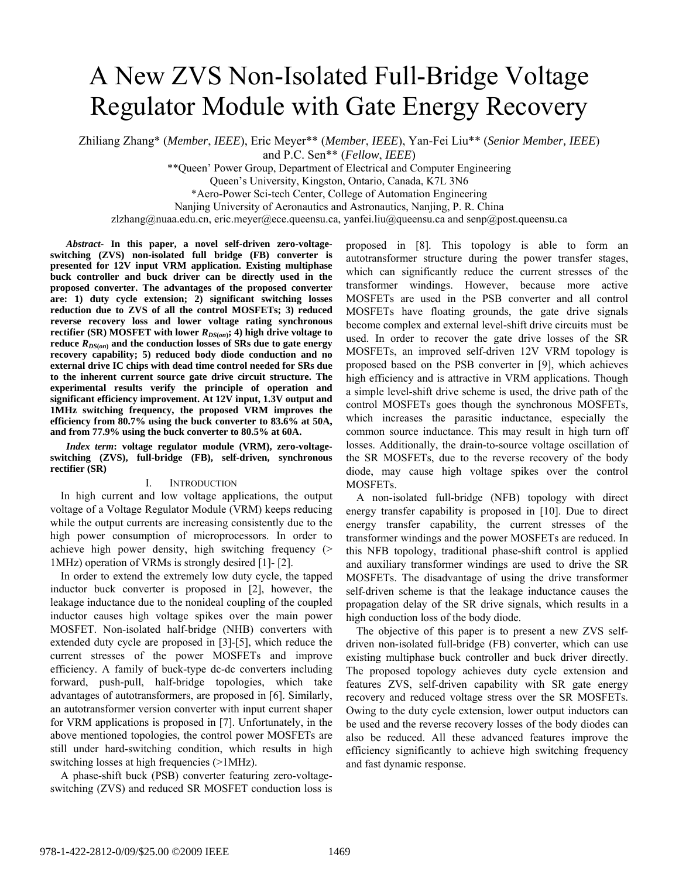# A New ZVS Non-Isolated Full-Bridge Voltage Regulator Module with Gate Energy Recovery

Zhiliang Zhang* (*Member*, *IEEE*), Eric Meyer** (*Member*, *IEEE*), Yan-Fei Liu** (*Senior Member, IEEE*) and P.C. Sen** (*Fellow*, *IEEE*)

**Queen' Power Group, Department of Electrical and Computer Engineering
Queen's University, Kingston, Ontario, Canada, K7L 3N6

*Aero-Power Sci-tech Center, College of Automation Engineering
Nanjing University of Aeronautics and Astronautics, Nanjing, P. R. China

zlzhang@nuaa.edu.cn, eric.meyer@ece.queensu.ca, yanfei.liu@queensu.ca and senp@post.queensu.ca

***Abstract*- In this paper, a novel self-driven zero-voltage-switching (ZVS) non-isolated full bridge (FB) converter is presented for 12V input VRM application. Existing multiphase buck controller and buck driver can be directly used in the proposed converter. The advantages of the proposed converter are: 1) duty cycle extension; 2) significant switching losses reduction due to ZVS of all the control MOSFETs; 3) reduced reverse recovery loss and lower voltage rating synchronous rectifier (SR) MOSFET with lower $R_{DS(on)}$; 4) high drive voltage to reduce $R_{DS(on)}$ and the conduction losses of SRs due to gate energy recovery capability; 5) reduced body diode conduction and no external drive IC chips with dead time control needed for SRs due to the inherent current source gate drive circuit structure. The experimental results verify the principle of operation and significant efficiency improvement. At 12V input, 1.3V output and 1MHz switching frequency, the proposed VRM improves the efficiency from 80.7% using the buck converter to 83.6% at 50A, and from 77.9% using the buck converter to 80.5% at 60A.**

***Index term*: voltage regulator module (VRM), zero-voltage-switching (ZVS), full-bridge (FB), self-driven, synchronous rectifier (SR)**

## I. Introduction

In high current and low voltage applications, the output voltage of a Voltage Regulator Module (VRM) keeps reducing while the output currents are increasing consistently due to the high power consumption of microprocessors. In order to achieve high power density, high switching frequency (> 1MHz) operation of VRMs is strongly desired [1]- [2].

In order to extend the extremely low duty cycle, the tapped inductor buck converter is proposed in [2], however, the leakage inductance due to the nonideal coupling of the coupled inductor causes high voltage spikes over the main power MOSFET. Non-isolated half-bridge (NHB) converters with extended duty cycle are proposed in [3]-[5], which reduce the current stresses of the power MOSFETs and improve efficiency. A family of buck-type dc-dc converters including forward, push-pull, half-bridge topologies, which take advantages of autotransformers, are proposed in [6]. Similarly, an autotransformer version converter with input current shaper for VRM applications is proposed in [7]. Unfortunately, in the above mentioned topologies, the control power MOSFETs are still under hard-switching condition, which results in high switching losses at high frequencies (>1MHz).

A phase-shift buck (PSB) converter featuring zero-voltage-switching (ZVS) and reduced SR MOSFET conduction loss is proposed in [8]. This topology is able to form an autotransformer structure during the power transfer stages, which can significantly reduce the current stresses of the transformer windings. However, because more active MOSFETs are used in the PSB converter and all control MOSFETs have floating grounds, the gate drive signals become complex and external level-shift drive circuits must be used. In order to recover the gate drive losses of the SR MOSFETs, an improved self-driven 12V VRM topology is proposed based on the PSB converter in [9], which achieves high efficiency and is attractive in VRM applications. Though a simple level-shift drive scheme is used, the drive path of the control MOSFETs goes though the synchronous MOSFETs, which increases the parasitic inductance, especially the common source inductance. This may result in high turn off losses. Additionally, the drain-to-source voltage oscillation of the SR MOSFETs, due to the reverse recovery of the body diode, may cause high voltage spikes over the control MOSFETs.

A non-isolated full-bridge (NFB) topology with direct energy transfer capability is proposed in [10]. Due to direct energy transfer capability, the current stresses of the transformer windings and the power MOSFETs are reduced. In this NFB topology, traditional phase-shift control is applied and auxiliary transformer windings are used to drive the SR MOSFETs. The disadvantage of using the drive transformer self-driven scheme is that the leakage inductance causes the propagation delay of the SR drive signals, which results in a high conduction loss of the body diode.

The objective of this paper is to present a new ZVS self-driven non-isolated full-bridge (FB) converter, which can use existing multiphase buck controller and buck driver directly. The proposed topology achieves duty cycle extension and features ZVS, self-driven capability with SR gate energy recovery and reduced voltage stress over the SR MOSFETs. Owing to the duty cycle extension, lower output inductors can be used and the reverse recovery losses of the body diodes can also be reduced. All these advanced features improve the efficiency significantly to achieve high switching frequency and fast dynamic response.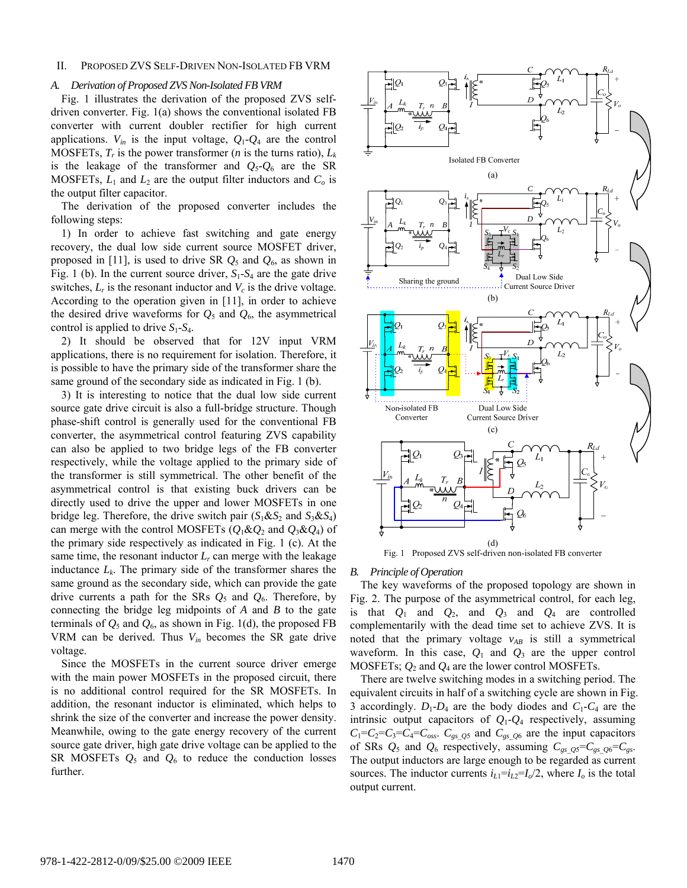## II. Proposed ZVS Self-Driven Non-Isolated FB VRM

### A. Derivation of Proposed ZVS Non-Isolated FB VRM

Fig. 1 illustrates the derivation of the proposed ZVS self-driven converter. Fig. 1(a) shows the conventional isolated FB converter with current doubler rectifier for high current applications. $V_{in}$ is the input voltage, $Q_1$-$Q_4$ are the control MOSFETs, $T_r$ is the power transformer ($n$ is the turns ratio), $L_k$ is the leakage of the transformer and $Q_5$-$Q_6$ are the SR MOSFETs, $L_1$ and $L_2$ are the output filter inductors and $C_o$ is the output filter capacitor.

The derivation of the proposed converter includes the following steps:

1) In order to achieve fast switching and gate energy recovery, the dual low side current source MOSFET driver, proposed in [11], is used to drive SR $Q_5$ and $Q_6$, as shown in Fig. 1 (b). In the current source driver, $S_1$-$S_4$ are the gate drive switches, $L_r$ is the resonant inductor and $V_c$ is the drive voltage. According to the operation given in [11], in order to achieve the desired drive waveforms for $Q_5$ and $Q_6$, the asymmetrical control is applied to drive $S_1$-$S_4$.

2) It should be observed that for 12V input VRM applications, there is no requirement for isolation. Therefore, it is possible to have the primary side of the transformer share the same ground of the secondary side as indicated in Fig. 1 (b).

3) It is interesting to notice that the dual low side current source gate drive circuit is also a full-bridge structure. Though phase-shift control is generally used for the conventional FB converter, the asymmetrical control featuring ZVS capability can also be applied to two bridge legs of the FB converter respectively, while the voltage applied to the primary side of the transformer is still symmetrical. The other benefit of the asymmetrical control is that existing buck drivers can be directly used to drive the upper and lower MOSFETs in one bridge leg. Therefore, the drive switch pair ($S_1$&$S_2$ and $S_3$&$S_4$) can merge with the control MOSFETs ($Q_1$&$Q_2$ and $Q_3$&$Q_4$) of the primary side respectively as indicated in Fig. 1 (c). At the same time, the resonant inductor $L_r$ can merge with the leakage inductance $L_k$. The primary side of the transformer shares the same ground as the secondary side, which can provide the gate drive currents a path for the SRs $Q_5$ and $Q_6$. Therefore, by connecting the bridge leg midpoints of $A$ and $B$ to the gate terminals of $Q_5$ and $Q_6$, as shown in Fig. 1(d), the proposed FB VRM can be derived. Thus $V_{in}$ becomes the SR gate drive voltage.

Since the MOSFETs in the current source driver emerge with the main power MOSFETs in the proposed circuit, there is no additional control required for the SR MOSFETs. In addition, the resonant inductor is eliminated, which helps to shrink the size of the converter and increase the power density. Meanwhile, owing to the gate energy recovery of the current source gate driver, high gate drive voltage can be applied to the SR MOSFETs $Q_5$ and $Q_6$ to reduce the conduction losses further.

Fig. 1 Proposed ZVS self-driven non-isolated FB converter

### B. Principle of Operation

The key waveforms of the proposed topology are shown in Fig. 2. The purpose of the asymmetrical control, for each leg, is that $Q_1$ and $Q_2$, and $Q_3$ and $Q_4$ are controlled complementarily with the dead time set to achieve ZVS. It is noted that the primary voltage $v_{AB}$ is still a symmetrical waveform. In this case, $Q_1$ and $Q_3$ are the upper control MOSFETs; $Q_2$ and $Q_4$ are the lower control MOSFETs.

There are twelve switching modes in a switching period. The equivalent circuits in half of a switching cycle are shown in Fig. 3 accordingly. $D_1$-$D_4$ are the body diodes and $C_1$-$C_4$ are the intrinsic output capacitors of $Q_1$-$Q_4$ respectively, assuming $C_1$=$C_2$=$C_3$=$C_4$=$C_{oss}$. $C_{gs\_Q5}$ and $C_{gs\_Q6}$ are the input capacitors of SRs $Q_5$ and $Q_6$ respectively, assuming $C_{gs\_Q5}$=$C_{gs\_Q6}$=$C_{gs}$. The output inductors are large enough to be regarded as current sources. The inductor currents $i_{L1}$=$i_{L2}$=$I_o$/2, where $I_o$ is the total output current.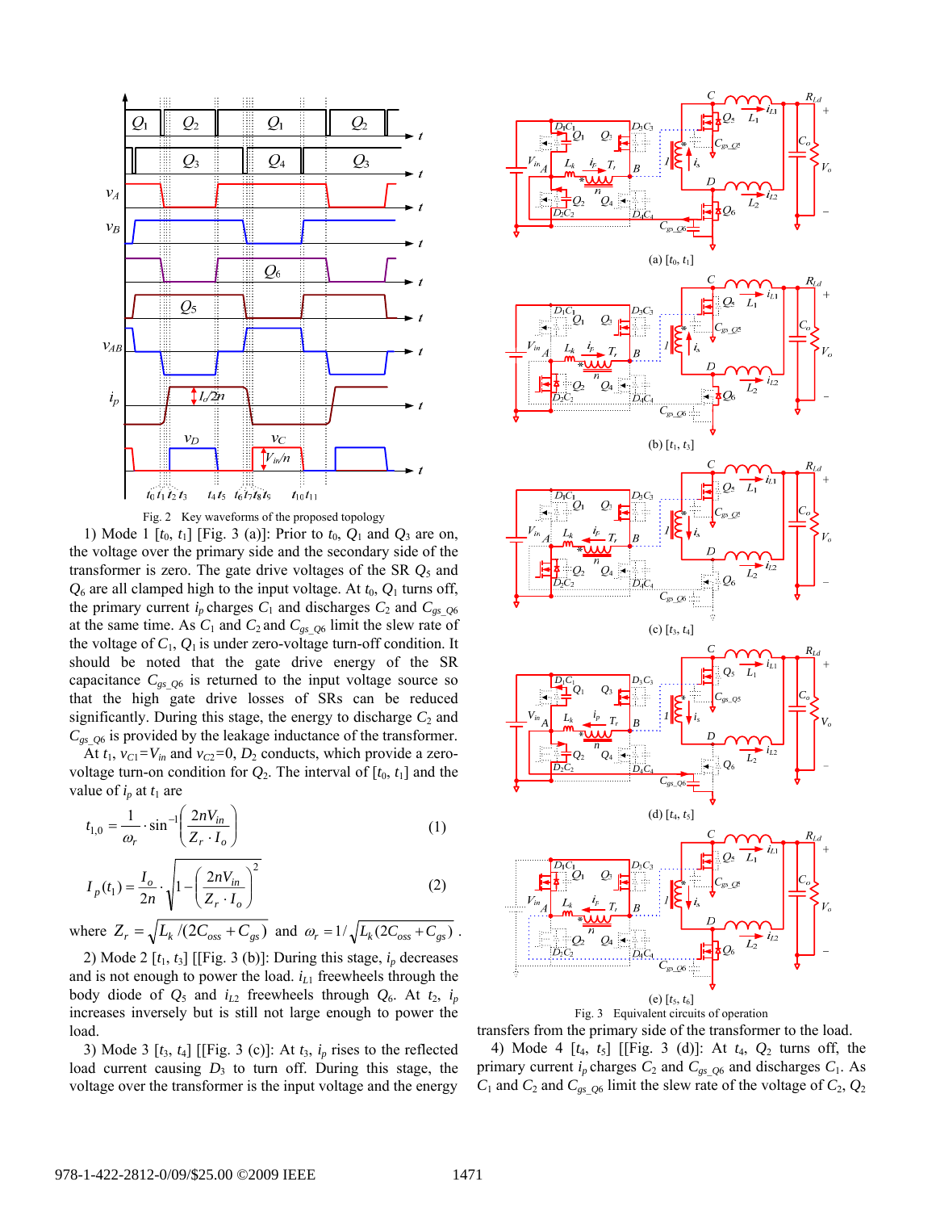Fig. 2 Key waveforms of the proposed topology

1) Mode 1 [$t_0$, $t_1$] [Fig. 3 (a)]: Prior to $t_0$, $Q_1$ and $Q_3$ are on, the voltage over the primary side and the secondary side of the transformer is zero. The gate drive voltages of the SR $Q_5$ and $Q_6$ are all clamped high to the input voltage. At $t_0$, $Q_1$ turns off, the primary current $i_p$ charges $C_1$ and discharges $C_2$ and $C_{gs\_Q6}$ at the same time. As $C_1$ and $C_2$ and $C_{gs\_Q6}$ limit the slew rate of the voltage of $C_1$, $Q_1$ is under zero-voltage turn-off condition. It should be noted that the gate drive energy of the SR capacitance $C_{gs\_Q6}$ is returned to the input voltage source so that the high gate drive losses of SRs can be reduced significantly. During this stage, the energy to discharge $C_2$ and $C_{gs\_Q6}$ is provided by the leakage inductance of the transformer.

At $t_1$, $v_{C1}$=$V_{in}$ and $v_{C2}$=0, $D_2$ conducts, which provide a zero-voltage turn-on condition for $Q_2$. The interval of [$t_0$, $t_1$] and the value of $i_p$ at $t_1$ are

$$t_{1,0} = \frac{1}{\omega_r} \cdot \sin^{-1}\left(\frac{2nV_{in}}{Z_r \cdot I_o}\right) \tag{1}$$

$$I_p(t_1) = \frac{I_o}{2n} \cdot \sqrt{1 - \left(\frac{2nV_{in}}{Z_r \cdot I_o}\right)^2} \tag{2}$$

where $Z_r = \sqrt{L_k / (2C_{oss} + C_{gs})}$ and $\omega_r = 1/\sqrt{L_k (2C_{oss} + C_{gs})}$.

2) Mode 2 [$t_1$, $t_3$] [[Fig. 3 (b)]: During this stage, $i_p$ decreases and is not enough to power the load. $i_{L1}$ freewheels through the body diode of $Q_5$ and $i_{L2}$ freewheels through $Q_6$. At $t_2$, $i_p$ increases inversely but is still not large enough to power the load.

3) Mode 3 [$t_3$, $t_4$] [[Fig. 3 (c)]: At $t_3$, $i_p$ rises to the reflected load current causing $D_3$ to turn off. During this stage, the voltage over the transformer is the input voltage and the energy transfers from the primary side of the transformer to the load.

(a) [$t_0$, $t_1$]

(b) [$t_1$, $t_3$]

(c) [$t_3$, $t_4$]

(d) [$t_4$, $t_5$]

(e) [$t_5$, $t_6$]

Fig. 3 Equivalent circuits of operation

4) Mode 4 [$t_4$, $t_5$] [[Fig. 3 (d)]: At $t_4$, $Q_2$ turns off, the primary current $i_p$ charges $C_2$ and $C_{gs\_Q6}$ and discharges $C_1$. As $C_1$ and $C_2$ and $C_{gs\_Q6}$ limit the slew rate of the voltage of $C_2$, $Q_2$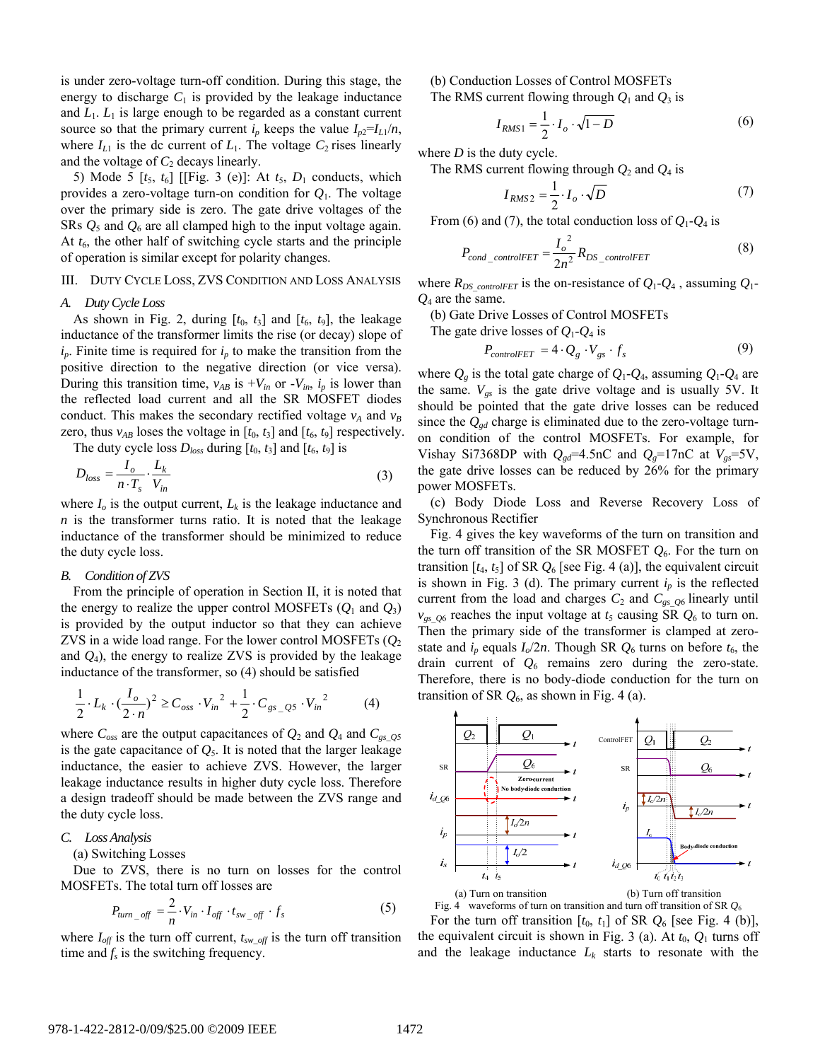is under zero-voltage turn-off condition. During this stage, the energy to discharge $C_1$ is provided by the leakage inductance and $L_1$. $L_1$ is large enough to be regarded as a constant current source so that the primary current $i_p$ keeps the value $I_{p2}=I_{L1}/n$, where $I_{L1}$ is the dc current of $L_1$. The voltage $C_2$ rises linearly and the voltage of $C_2$ decays linearly.

5) Mode 5 [$t_5$, $t_6$] [[Fig. 3 (e)]: At $t_5$, $D_1$ conducts, which provides a zero-voltage turn-on condition for $Q_1$. The voltage over the primary side is zero. The gate drive voltages of the SRs $Q_5$ and $Q_6$ are all clamped high to the input voltage again. At $t_6$, the other half of switching cycle starts and the principle of operation is similar except for polarity changes.

## III. Duty Cycle Loss, ZVS Condition and Loss Analysis

### *A. Duty Cycle Loss*

As shown in Fig. 2, during [$t_0$, $t_3$] and [$t_6$, $t_9$], the leakage inductance of the transformer limits the rise (or decay) slope of $i_p$. Finite time is required for $i_p$ to make the transition from the positive direction to the negative direction (or vice versa). During this transition time, $v_{AB}$ is $+V_{in}$ or $-V_{in}$, $i_p$ is lower than the reflected load current and all the SR MOSFET diodes conduct. This makes the secondary rectified voltage $v_A$ and $v_B$ zero, thus $v_{AB}$ loses the voltage in [$t_0$, $t_3$] and [$t_6$, $t_9$] respectively.

The duty cycle loss $D_{loss}$ during [$t_0$, $t_3$] and [$t_6$, $t_9$] is

$$D_{loss} = \frac{I_o}{n \cdot T_s} \cdot \frac{L_k}{V_{in}} \tag{3}$$

where $I_o$ is the output current, $L_k$ is the leakage inductance and $n$ is the transformer turns ratio. It is noted that the leakage inductance of the transformer should be minimized to reduce the duty cycle loss.

### *B. Condition of ZVS*

From the principle of operation in Section II, it is noted that the energy to realize the upper control MOSFETs ($Q_1$ and $Q_3$) is provided by the output inductor so that they can achieve ZVS in a wide load range. For the lower control MOSFETs ($Q_2$ and $Q_4$), the energy to realize ZVS is provided by the leakage inductance of the transformer, so (4) should be satisfied

$$\frac{1}{2} \cdot L_k \cdot \left(\frac{I_o}{2 \cdot n}\right)^2 \geq C_{oss} \cdot V_{in}^2 + \frac{1}{2} \cdot C_{gs\_Q5} \cdot V_{in}^2 \tag{4}$$

where $C_{oss}$ are the output capacitances of $Q_2$ and $Q_4$ and $C_{gs\_Q5}$ is the gate capacitance of $Q_5$. It is noted that the larger leakage inductance, the easier to achieve ZVS. However, the larger leakage inductance results in higher duty cycle loss. Therefore a design tradeoff should be made between the ZVS range and the duty cycle loss.

### *C. Loss Analysis*

(a) Switching Losses

Due to ZVS, there is no turn on losses for the control MOSFETs. The total turn off losses are

$$P_{turn\_off} = \frac{2}{n} \cdot V_{in} \cdot I_{off} \cdot t_{sw\_off} \cdot f_s \tag{5}$$

where $I_{off}$ is the turn off current, $t_{sw\_off}$ is the turn off transition time and $f_s$ is the switching frequency.

(b) Conduction Losses of Control MOSFETs

The RMS current flowing through $Q_1$ and $Q_3$ is

$$I_{RMS1} = \frac{1}{2} \cdot I_o \cdot \sqrt{1-D} \tag{6}$$

where $D$ is the duty cycle.

The RMS current flowing through $Q_2$ and $Q_4$ is

$$I_{RMS2} = \frac{1}{2} \cdot I_o \cdot \sqrt{D} \tag{7}$$

From (6) and (7), the total conduction loss of $Q_1$-$Q_4$ is

$$P_{cond\_controlFET} = \frac{I_o^2}{2n^2} R_{DS\_controlFET} \tag{8}$$

where $R_{DS\_controlFET}$ is the on-resistance of $Q_1$-$Q_4$ , assuming $Q_1$-$Q_4$ are the same.

(b) Gate Drive Losses of Control MOSFETs

The gate drive losses of $Q_1$-$Q_4$ is

$$P_{controlFET} = 4 \cdot Q_g \cdot V_{gs} \cdot f_s \tag{9}$$

where $Q_g$ is the total gate charge of $Q_1$-$Q_4$, assuming $Q_1$-$Q_4$ are the same. $V_{gs}$ is the gate drive voltage and is usually 5V. It should be pointed that the gate drive losses can be reduced since the $Q_{gd}$ charge is eliminated due to the zero-voltage turn-on condition of the control MOSFETs. For example, for Vishay Si7368DP with $Q_{gd}$=4.5nC and $Q_g$=17nC at $V_{gs}$=5V, the gate drive losses can be reduced by 26% for the primary power MOSFETs.

(c) Body Diode Loss and Reverse Recovery Loss of Synchronous Rectifier

Fig. 4 gives the key waveforms of the turn on transition and the turn off transition of the SR MOSFET $Q_6$. For the turn on transition [$t_4$, $t_5$] of SR $Q_6$ [see Fig. 4 (a)], the equivalent circuit is shown in Fig. 3 (d). The primary current $i_p$ is the reflected current from the load and charges $C_2$ and $C_{gs\_Q6}$ linearly until $v_{gs\_Q6}$ reaches the input voltage at $t_5$ causing SR $Q_6$ to turn on. Then the primary side of the transformer is clamped at zero-state and $i_p$ equals $I_o/2n$. Though SR $Q_6$ turns on before $t_6$, the drain current of $Q_6$ remains zero during the zero-state. Therefore, there is no body-diode conduction for the turn on transition of SR $Q_6$, as shown in Fig. 4 (a).

(a) Turn on transition (b) Turn off transition

Fig. 4 waveforms of turn on transition and turn off transition of SR $Q_6$

For the turn off transition [$t_0$, $t_1$] of SR $Q_6$ [see Fig. 4 (b)], the equivalent circuit is shown in Fig. 3 (a). At $t_0$, $Q_1$ turns off and the leakage inductance $L_k$ starts to resonate with the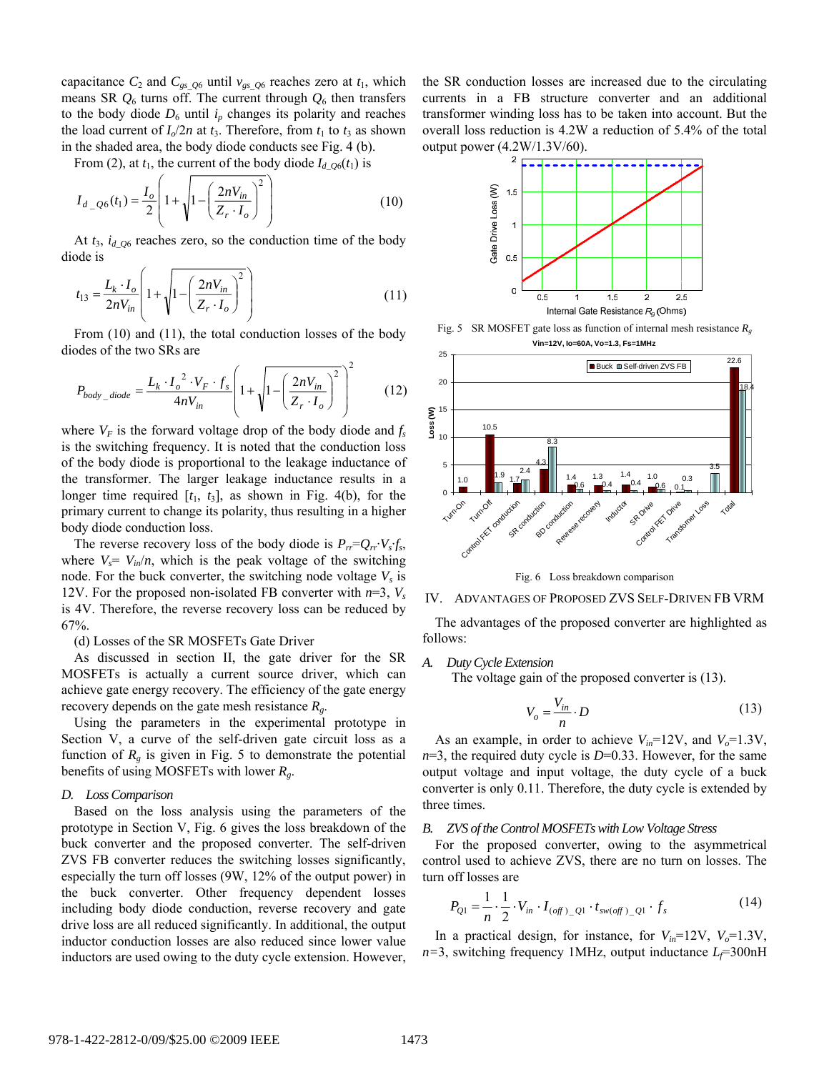capacitance $C_2$ and $C_{gs\_Q6}$ until $v_{gs\_Q6}$ reaches zero at $t_1$, which means SR $Q_6$ turns off. The current through $Q_6$ then transfers to the body diode $D_6$ until $i_p$ changes its polarity and reaches the load current of $I_o/2n$ at $t_3$. Therefore, from $t_1$ to $t_3$ as shown in the shaded area, the body diode conducts see Fig. 4 (b).

From (2), at $t_1$, the current of the body diode $I_{d\_Q6}(t_1)$ is

$$I_{d\_Q6}(t_1) = \frac{I_o}{2}\left(1+\sqrt{1-\left(\frac{2nV_{in}}{Z_r \cdot I_o}\right)^2}\right) \tag{10}$$

At $t_3$, $i_{d\_Q6}$ reaches zero, so the conduction time of the body diode is

$$t_{13} = \frac{L_k \cdot I_o}{2nV_{in}}\left(1+\sqrt{1-\left(\frac{2nV_{in}}{Z_r \cdot I_o}\right)^2}\right) \tag{11}$$

From (10) and (11), the total conduction losses of the body diodes of the two SRs are

$$P_{body\_diode} = \frac{L_k \cdot I_o{}^2 \cdot V_F \cdot f_s}{4nV_{in}}\left(1+\sqrt{1-\left(\frac{2nV_{in}}{Z_r \cdot I_o}\right)^2}\right)^2 \tag{12}$$

where $V_F$ is the forward voltage drop of the body diode and $f_s$ is the switching frequency. It is noted that the conduction loss of the body diode is proportional to the leakage inductance of the transformer. The larger leakage inductance results in a longer time required [$t_1$, $t_3$], as shown in Fig. 4(b), for the primary current to change its polarity, thus resulting in a higher body diode conduction loss.

The reverse recovery loss of the body diode is $P_{rr}=Q_{rr} \cdot V_s \cdot f_s$, where $V_s= V_{in}/n$, which is the peak voltage of the switching node. For the buck converter, the switching node voltage $V_s$ is 12V. For the proposed non-isolated FB converter with $n$=3, $V_s$ is 4V. Therefore, the reverse recovery loss can be reduced by 67%.

(d) Losses of the SR MOSFETs Gate Driver

As discussed in section II, the gate driver for the SR MOSFETs is actually a current source driver, which can achieve gate energy recovery. The efficiency of the gate energy recovery depends on the gate mesh resistance $R_g$.

Using the parameters in the experimental prototype in Section V, a curve of the self-driven gate circuit loss as a function of $R_g$ is given in Fig. 5 to demonstrate the potential benefits of using MOSFETs with lower $R_g$.

### D. Loss Comparison

Based on the loss analysis using the parameters of the prototype in Section V, Fig. 6 gives the loss breakdown of the buck converter and the proposed converter. The self-driven ZVS FB converter reduces the switching losses significantly, especially the turn off losses (9W, 12% of the output power) in the buck converter. Other frequency dependent losses including body diode conduction, reverse recovery and gate drive loss are all reduced significantly. In addition, the output inductor conduction losses are also reduced since lower value inductors are used owing to the duty cycle extension. However, the SR conduction losses are increased due to the circulating currents in a FB structure converter and an additional transformer winding loss has to be taken into account. But the overall loss reduction is 4.2W a reduction of 5.4% of the total output power (4.2W/1.3V/60).

Fig. 5 SR MOSFET gate loss as function of internal mesh resistance $R_g$

Fig. 6 Loss breakdown comparison

## IV. Advantages of Proposed ZVS Self-Driven FB VRM

The advantages of the proposed converter are highlighted as follows:

### A. Duty Cycle Extension

The voltage gain of the proposed converter is (13).

$$V_o = \frac{V_{in}}{n} \cdot D \tag{13}$$

As an example, in order to achieve $V_{in}$=12V, and $V_o$=1.3V, $n$=3, the required duty cycle is $D$=0.33. However, for the same output voltage and input voltage, the duty cycle of a buck converter is only 0.11. Therefore, the duty cycle is extended by three times.

### B. ZVS of the Control MOSFETs with Low Voltage Stress

For the proposed converter, owing to the asymmetrical control used to achieve ZVS, there are no turn on losses. The turn off losses are

$$P_{Q1} = \frac{1}{n} \cdot \frac{1}{2} \cdot V_{in} \cdot I_{(off)\_Q1} \cdot t_{sw(off)\_Q1} \cdot f_s \tag{14}$$

In a practical design, for instance, for $V_{in}$=12V, $V_o$=1.3V, $n$=3, switching frequency 1MHz, output inductance $L_f$=300nH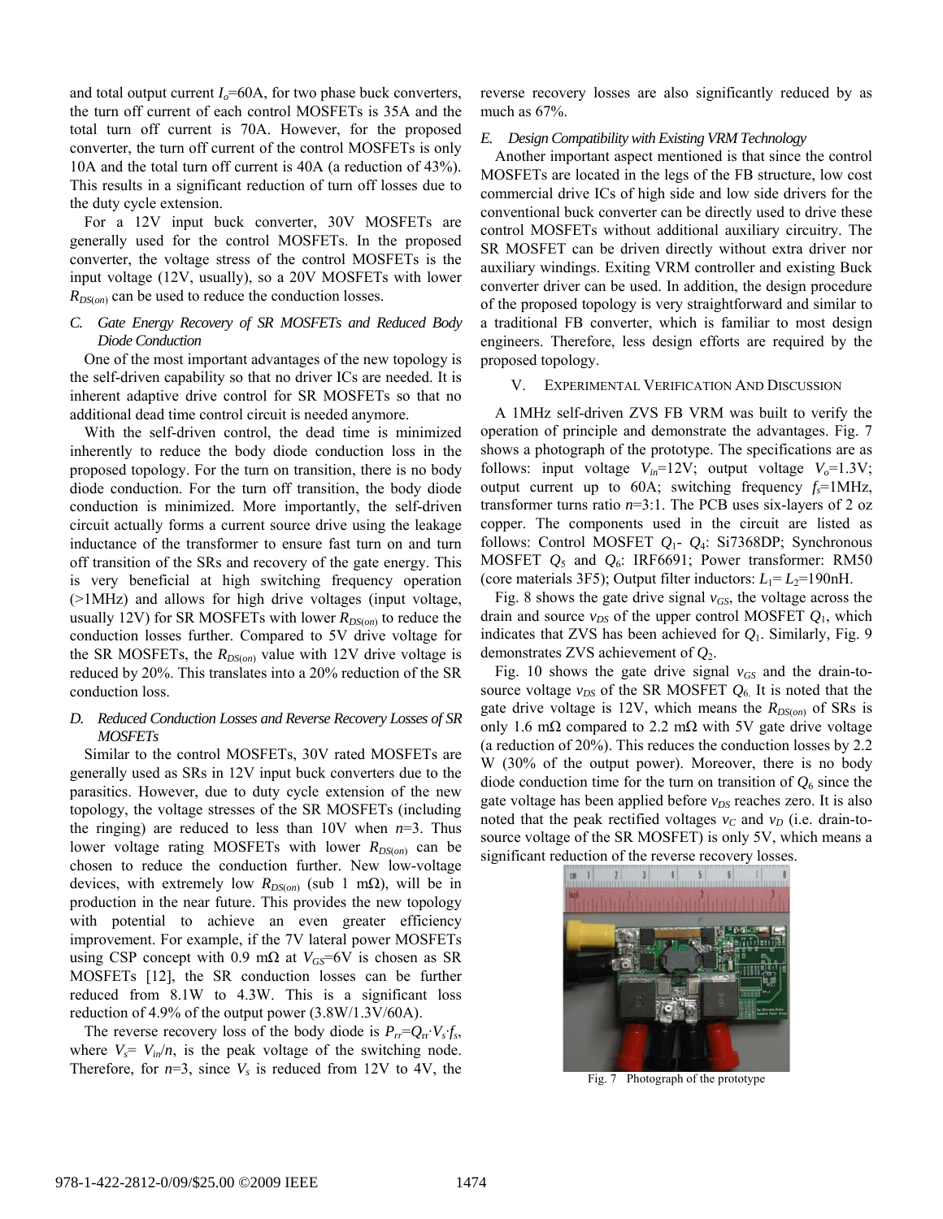and total output current $I_o$=60A, for two phase buck converters, the turn off current of each control MOSFETs is 35A and the total turn off current is 70A. However, for the proposed converter, the turn off current of the control MOSFETs is only 10A and the total turn off current is 40A (a reduction of 43%). This results in a significant reduction of turn off losses due to the duty cycle extension.

For a 12V input buck converter, 30V MOSFETs are generally used for the control MOSFETs. In the proposed converter, the voltage stress of the control MOSFETs is the input voltage (12V, usually), so a 20V MOSFETs with lower $R_{DS(on)}$ can be used to reduce the conduction losses.

### C. Gate Energy Recovery of SR MOSFETs and Reduced Body Diode Conduction

One of the most important advantages of the new topology is the self-driven capability so that no driver ICs are needed. It is inherent adaptive drive control for SR MOSFETs so that no additional dead time control circuit is needed anymore.

With the self-driven control, the dead time is minimized inherently to reduce the body diode conduction loss in the proposed topology. For the turn on transition, there is no body diode conduction. For the turn off transition, the body diode conduction is minimized. More importantly, the self-driven circuit actually forms a current source drive using the leakage inductance of the transformer to ensure fast turn on and turn off transition of the SRs and recovery of the gate energy. This is very beneficial at high switching frequency operation (>1MHz) and allows for high drive voltages (input voltage, usually 12V) for SR MOSFETs with lower $R_{DS(on)}$ to reduce the conduction losses further. Compared to 5V drive voltage for the SR MOSFETs, the $R_{DS(on)}$ value with 12V drive voltage is reduced by 20%. This translates into a 20% reduction of the SR conduction loss.

### D. Reduced Conduction Losses and Reverse Recovery Losses of SR MOSFETs

Similar to the control MOSFETs, 30V rated MOSFETs are generally used as SRs in 12V input buck converters due to the parasitics. However, due to duty cycle extension of the new topology, the voltage stresses of the SR MOSFETs (including the ringing) are reduced to less than 10V when $n$=3. Thus lower voltage rating MOSFETs with lower $R_{DS(on)}$ can be chosen to reduce the conduction further. New low-voltage devices, with extremely low $R_{DS(on)}$ (sub 1 mΩ), will be in production in the near future. This provides the new topology with potential to achieve an even greater efficiency improvement. For example, if the 7V lateral power MOSFETs using CSP concept with 0.9 mΩ at $V_{GS}$=6V is chosen as SR MOSFETs [12], the SR conduction losses can be further reduced from 8.1W to 4.3W. This is a significant loss reduction of 4.9% of the output power (3.8W/1.3V/60A).

The reverse recovery loss of the body diode is $P_{rr}=Q_{rr}\cdot V_s\cdot f_s$, where $V_s= V_{in}/n$, is the peak voltage of the switching node. Therefore, for $n$=3, since $V_s$ is reduced from 12V to 4V, the reverse recovery losses are also significantly reduced by as much as 67%.

### E. Design Compatibility with Existing VRM Technology

Another important aspect mentioned is that since the control MOSFETs are located in the legs of the FB structure, low cost commercial drive ICs of high side and low side drivers for the conventional buck converter can be directly used to drive these control MOSFETs without additional auxiliary circuitry. The SR MOSFET can be driven directly without extra driver nor auxiliary windings. Exiting VRM controller and existing Buck converter driver can be used. In addition, the design procedure of the proposed topology is very straightforward and similar to a traditional FB converter, which is familiar to most design engineers. Therefore, less design efforts are required by the proposed topology.

## V. Experimental Verification And Discussion

A 1MHz self-driven ZVS FB VRM was built to verify the operation of principle and demonstrate the advantages. Fig. 7 shows a photograph of the prototype. The specifications are as follows: input voltage $V_{in}$=12V; output voltage $V_o$=1.3V; output current up to 60A; switching frequency $f_s$=1MHz, transformer turns ratio $n$=3:1. The PCB uses six-layers of 2 oz copper. The components used in the circuit are listed as follows: Control MOSFET $Q_1$- $Q_4$: Si7368DP; Synchronous MOSFET $Q_5$ and $Q_6$: IRF6691; Power transformer: RM50 (core materials 3F5); Output filter inductors: $L_1$= $L_2$=190nH.

Fig. 8 shows the gate drive signal $v_{GS}$, the voltage across the drain and source $v_{DS}$ of the upper control MOSFET $Q_1$, which indicates that ZVS has been achieved for $Q_1$. Similarly, Fig. 9 demonstrates ZVS achievement of $Q_2$.

Fig. 10 shows the gate drive signal $v_{GS}$ and the drain-to-source voltage $v_{DS}$ of the SR MOSFET $Q_6$. It is noted that the gate drive voltage is 12V, which means the $R_{DS(on)}$ of SRs is only 1.6 mΩ compared to 2.2 mΩ with 5V gate drive voltage (a reduction of 20%). This reduces the conduction losses by 2.2 W (30% of the output power). Moreover, there is no body diode conduction time for the turn on transition of $Q_6$ since the gate voltage has been applied before $v_{DS}$ reaches zero. It is also noted that the peak rectified voltages $v_C$ and $v_D$ (i.e. drain-to-source voltage of the SR MOSFET) is only 5V, which means a significant reduction of the reverse recovery losses.

Fig. 7 Photograph of the prototype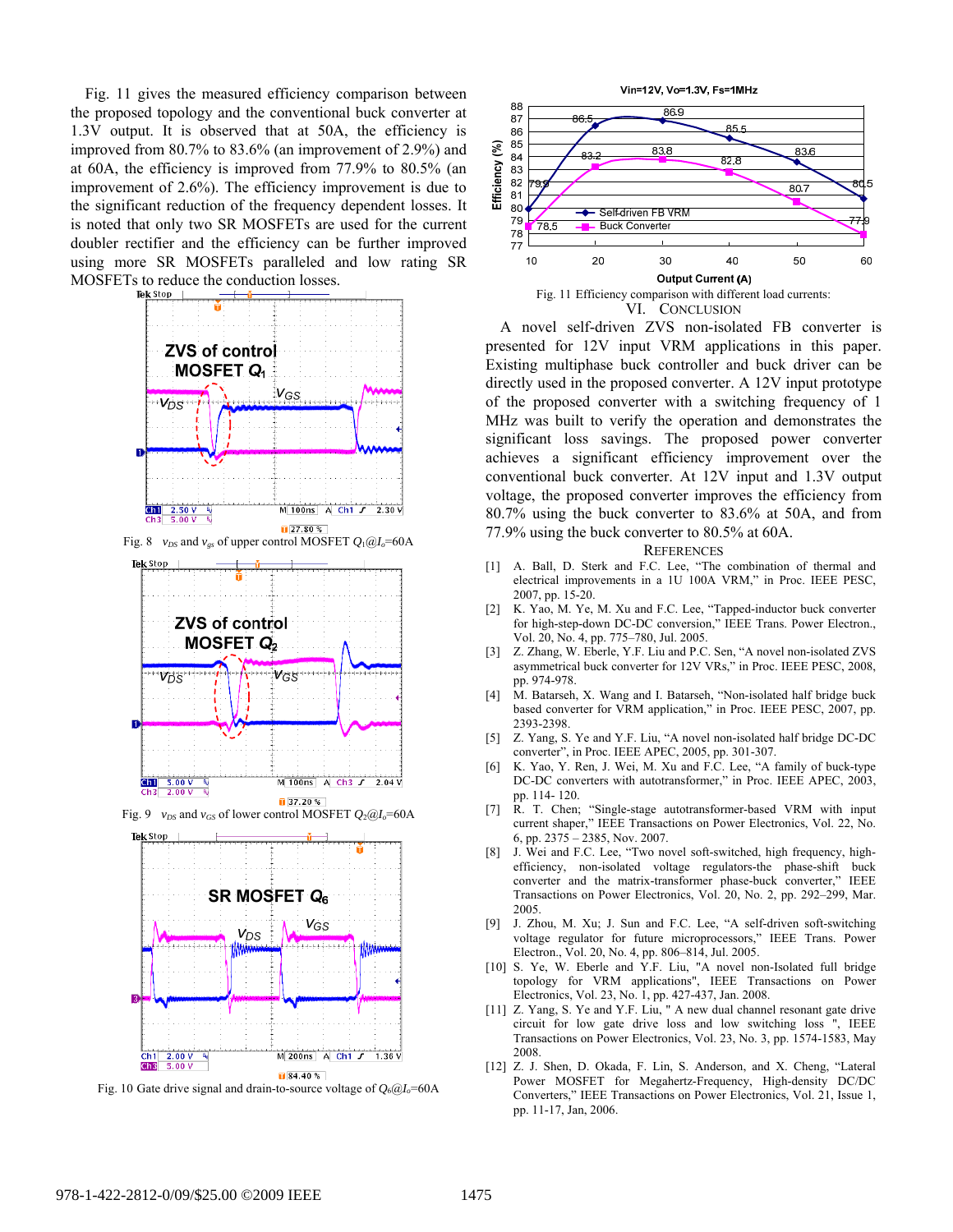Fig. 11 gives the measured efficiency comparison between the proposed topology and the conventional buck converter at 1.3V output. It is observed that at 50A, the efficiency is improved from 80.7% to 83.6% (an improvement of 2.9%) and at 60A, the efficiency is improved from 77.9% to 80.5% (an improvement of 2.6%). The efficiency improvement is due to the significant reduction of the frequency dependent losses. It is noted that only two SR MOSFETs are used for the current doubler rectifier and the efficiency can be further improved using more SR MOSFETs paralleled and low rating SR MOSFETs to reduce the conduction losses.

Tek Stop

ZVS of control MOSFET $Q_1$

$V_{DS}$

$V_{GS}$

Ch1 2.50 V
Ch3 5.00 V
M 100ns A Ch1 2.30 V
27.80 %

Fig. 8 $v_{DS}$ and $v_{gs}$ of upper control MOSFET $Q_1$@$I_o$=60A

Tek Stop

ZVS of control MOSFET $Q_2$

$V_{DS}$

$V_{GS}$

Ch1 5.00 V
Ch3 2.00 V
M 100ns A Ch3 2.04 V
37.20 %

Fig. 9 $v_{DS}$ and $v_{GS}$ of lower control MOSFET $Q_2$@$I_o$=60A

Tek Stop

SR MOSFET $Q_6$

$V_{DS}$

$V_{GS}$

Ch1 2.00 V
Ch3 5.00 V
M 200ns A Ch1 1.36 V
84.40 %

Fig. 10 Gate drive signal and drain-to-source voltage of $Q_6$@$I_o$=60A

Vin=12V, Vo=1.3V, Fs=1MHz

Efficiency (%)

88
87
86
85
84
83
82
81
80
79
78
77

86.5
86.9
85.5
83.6
80.5
79.9
83.2
83.8
82.8
80.7
78.5
77.9

Self-driven FB VRM
Buck Converter

10 20 30 40 50 60

Output Current (A)

Fig. 11 Efficiency comparison with different load currents:

## VI. Conclusion

A novel self-driven ZVS non-isolated FB converter is presented for 12V input VRM applications in this paper. Existing multiphase buck controller and buck driver can be directly used in the proposed converter. A 12V input prototype of the proposed converter with a switching frequency of 1 MHz was built to verify the operation and demonstrates the significant loss savings. The proposed power converter achieves a significant efficiency improvement over the conventional buck converter. At 12V input and 1.3V output voltage, the proposed converter improves the efficiency from 80.7% using the buck converter to 83.6% at 50A, and from 77.9% using the buck converter to 80.5% at 60A.

## References

[1] A. Ball, D. Sterk and F.C. Lee, "The combination of thermal and electrical improvements in a 1U 100A VRM," in Proc. IEEE PESC, 2007, pp. 15-20.

[2] K. Yao, M. Ye, M. Xu and F.C. Lee, "Tapped-inductor buck converter for high-step-down DC-DC conversion," IEEE Trans. Power Electron., Vol. 20, No. 4, pp. 775–780, Jul. 2005.

[3] Z. Zhang, W. Eberle, Y.F. Liu and P.C. Sen, "A novel non-isolated ZVS asymmetrical buck converter for 12V VRs," in Proc. IEEE PESC, 2008, pp. 974-978.

[4] M. Batarseh, X. Wang and I. Batarseh, "Non-isolated half bridge buck based converter for VRM application," in Proc. IEEE PESC, 2007, pp. 2393-2398.

[5] Z. Yang, S. Ye and Y.F. Liu, "A novel non-isolated half bridge DC-DC converter", in Proc. IEEE APEC, 2005, pp. 301-307.

[6] K. Yao, Y. Ren, J. Wei, M. Xu and F.C. Lee, "A family of buck-type DC-DC converters with autotransformer," in Proc. IEEE APEC, 2003, pp. 114- 120.

[7] R. T. Chen; "Single-stage autotransformer-based VRM with input current shaper," IEEE Transactions on Power Electronics, Vol. 22, No. 6, pp. 2375 – 2385, Nov. 2007.

[8] J. Wei and F.C. Lee, "Two novel soft-switched, high frequency, high-efficiency, non-isolated voltage regulators-the phase-shift buck converter and the matrix-transformer phase-buck converter," IEEE Transactions on Power Electronics, Vol. 20, No. 2, pp. 292–299, Mar. 2005.

[9] J. Zhou, M. Xu; J. Sun and F.C. Lee, "A self-driven soft-switching voltage regulator for future microprocessors," IEEE Trans. Power Electron., Vol. 20, No. 4, pp. 806–814, Jul. 2005.

[10] S. Ye, W. Eberle and Y.F. Liu, "A novel non-Isolated full bridge topology for VRM applications", IEEE Transactions on Power Electronics, Vol. 23, No. 1, pp. 427-437, Jan. 2008.

[11] Z. Yang, S. Ye and Y.F. Liu, " A new dual channel resonant gate drive circuit for low gate drive loss and low switching loss ", IEEE Transactions on Power Electronics, Vol. 23, No. 3, pp. 1574-1583, May 2008.

[12] Z. J. Shen, D. Okada, F. Lin, S. Anderson, and X. Cheng, "Lateral Power MOSFET for Megahertz-Frequency, High-density DC/DC Converters," IEEE Transactions on Power Electronics, Vol. 21, Issue 1, pp. 11-17, Jan, 2006.